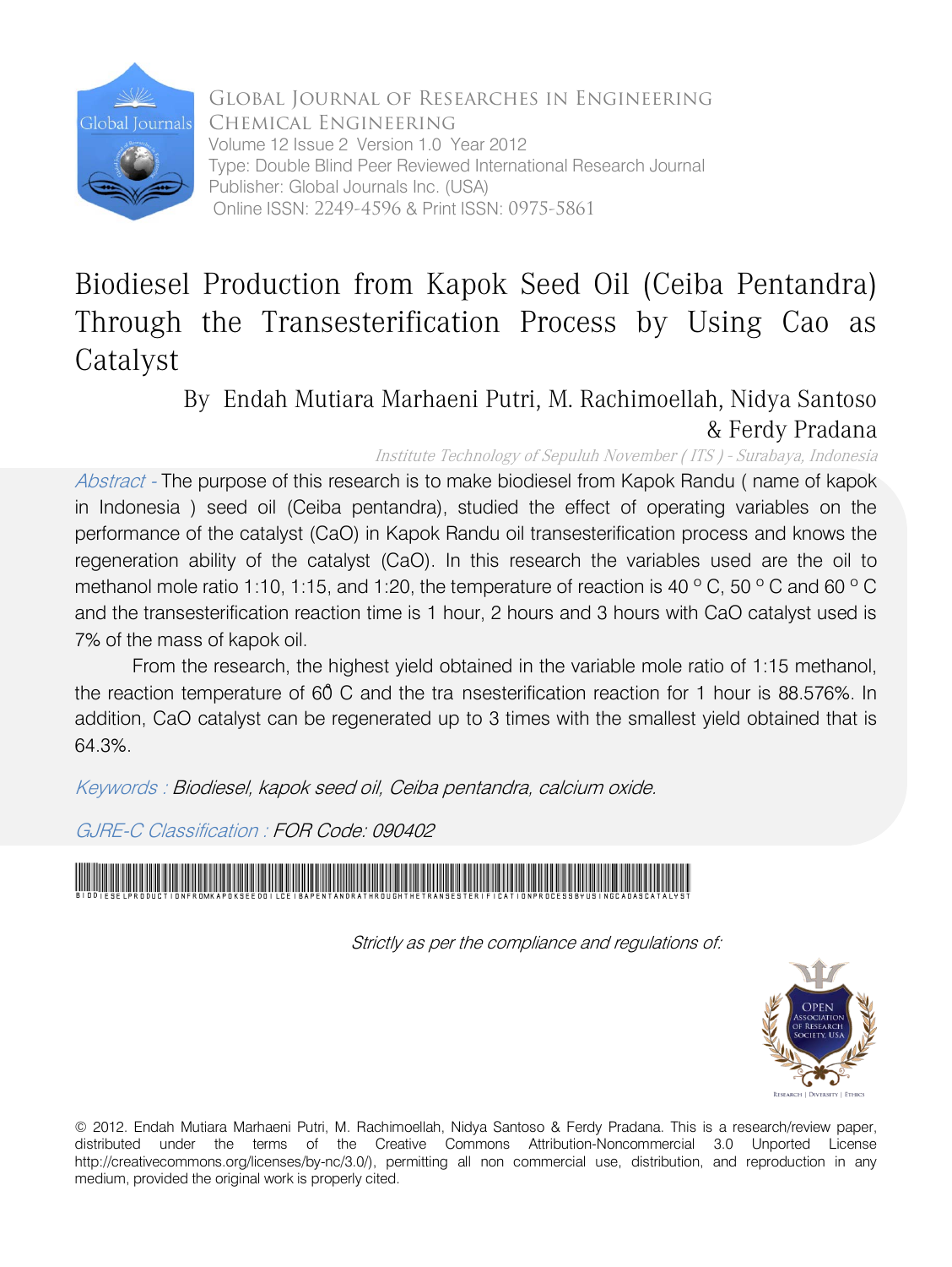Global Journal of Researches in Engineering
Chemical Engineering
Volume 12 Issue 2 Version 1.0 Year 2012
Type: Double Blind Peer Reviewed International Research Journal
Publisher: Global Journals Inc. (USA)
Online ISSN: 2249-4596 & Print ISSN: 0975-5861

# Biodiesel Production from Kapok Seed Oil (Ceiba Pentandra) Through the Transesterification Process by Using Cao as Catalyst

By Endah Mutiara Marhaeni Putri, M. Rachimoellah, Nidya Santoso & Ferdy Pradana

*Institute Technology of Sepuluh November ( ITS ) - Surabaya, Indonesia*

*Abstract -* The purpose of this research is to make biodiesel from Kapok Randu ( name of kapok in Indonesia ) seed oil (Ceiba pentandra), studied the effect of operating variables on the performance of the catalyst (CaO) in Kapok Randu oil transesterification process and knows the regeneration ability of the catalyst (CaO). In this research the variables used are the oil to methanol mole ratio 1:10, 1:15, and 1:20, the temperature of reaction is 40 $^{o}$ C, 50 $^{o}$ C and 60 $^{o}$ C and the transesterification reaction time is 1 hour, 2 hours and 3 hours with CaO catalyst used is 7% of the mass of kapok oil.

From the research, the highest yield obtained in the variable mole ratio of 1:15 methanol, the reaction temperature of 60̂ C and the tra nsesterification reaction for 1 hour is 88.576%. In addition, CaO catalyst can be regenerated up to 3 times with the smallest yield obtained that is 64.3%.

*Keywords : Biodiesel, kapok seed oil, Ceiba pentandra, calcium oxide.*

*GJRE-C Classification : FOR Code: 090402*

*Strictly as per the compliance and regulations of:*

© 2012. Endah Mutiara Marhaeni Putri, M. Rachimoellah, Nidya Santoso & Ferdy Pradana. This is a research/review paper, distributed under the terms of the Creative Commons Attribution-Noncommercial 3.0 Unported License http://creativecommons.org/licenses/by-nc/3.0/), permitting all non commercial use, distribution, and reproduction in any medium, provided the original work is properly cited.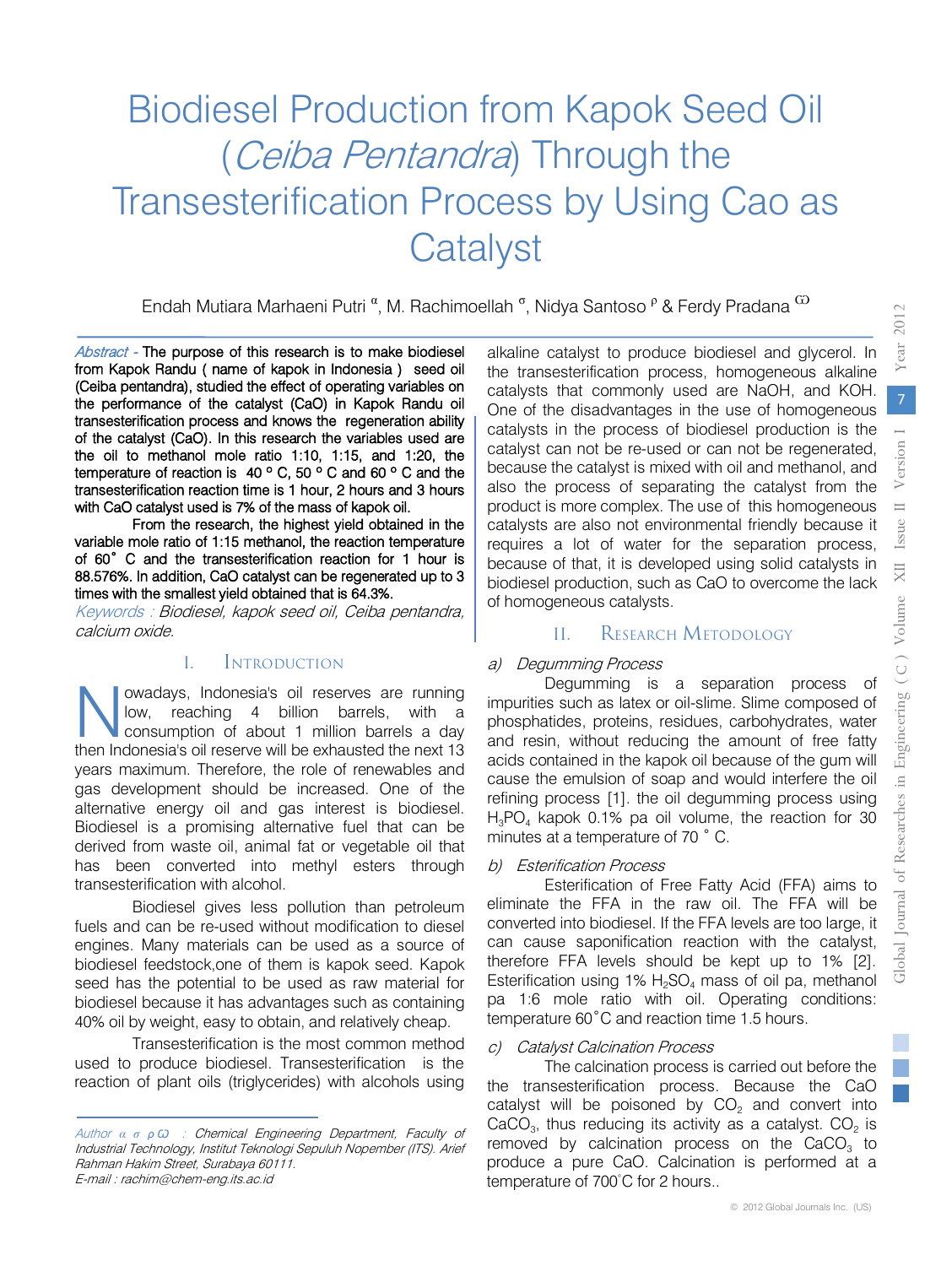# Biodiesel Production from Kapok Seed Oil (*Ceiba Pentandra*) Through the Transesterification Process by Using Cao as Catalyst

Endah Mutiara Marhaeni Putri [α], M. Rachimoellah [σ], Nidya Santoso [ρ] & Ferdy Pradana [Ѡ]

*Abstract -* The purpose of this research is to make biodiesel from Kapok Randu ( name of kapok in Indonesia ) seed oil (Ceiba pentandra), studied the effect of operating variables on the performance of the catalyst (CaO) in Kapok Randu oil transesterification process and knows the regeneration ability of the catalyst (CaO). In this research the variables used are the oil to methanol mole ratio 1:10, 1:15, and 1:20, the temperature of reaction is 40 ° C, 50 ° C and 60 ° C and the transesterification reaction time is 1 hour, 2 hours and 3 hours with CaO catalyst used is 7% of the mass of kapok oil.

From the research, the highest yield obtained in the variable mole ratio of 1:15 methanol, the reaction temperature of 60˚ C and the transesterification reaction for 1 hour is 88.576%. In addition, CaO catalyst can be regenerated up to 3 times with the smallest yield obtained that is 64.3%.

*Keywords : Biodiesel, kapok seed oil, Ceiba pentandra, calcium oxide.*

## I. Introduction

Nowadays, Indonesia's oil reserves are running low, reaching 4 billion barrels, with a consumption of about 1 million barrels a day then Indonesia's oil reserve will be exhausted the next 13 years maximum. Therefore, the role of renewables and gas development should be increased. One of the alternative energy oil and gas interest is biodiesel. Biodiesel is a promising alternative fuel that can be derived from waste oil, animal fat or vegetable oil that has been converted into methyl esters through transesterification with alcohol.

Biodiesel gives less pollution than petroleum fuels and can be re-used without modification to diesel engines. Many materials can be used as a source of biodiesel feedstock,one of them is kapok seed. Kapok seed has the potential to be used as raw material for biodiesel because it has advantages such as containing 40% oil by weight, easy to obtain, and relatively cheap.

Transesterification is the most common method used to produce biodiesel. Transesterification is the reaction of plant oils (triglycerides) with alcohols using alkaline catalyst to produce biodiesel and glycerol. In the transesterification process, homogeneous alkaline catalysts that commonly used are NaOH, and KOH. One of the disadvantages in the use of homogeneous catalysts in the process of biodiesel production is the catalyst can not be re-used or can not be regenerated, because the catalyst is mixed with oil and methanol, and also the process of separating the catalyst from the product is more complex. The use of this homogeneous catalysts are also not environmental friendly because it requires a lot of water for the separation process, because of that, it is developed using solid catalysts in biodiesel production, such as CaO to overcome the lack of homogeneous catalysts.

*Author α σ ρ Ѡ : Chemical Engineering Department, Faculty of Industrial Technology, Institut Teknologi Sepuluh Nopember (ITS). Arief Rahman Hakim Street, Surabaya 60111.*
*E-mail : rachim@chem-eng.its.ac.id*

## II. Research Metodology

### *a) Degumming Process*

Degumming is a separation process of impurities such as latex or oil-slime. Slime composed of phosphatides, proteins, residues, carbohydrates, water and resin, without reducing the amount of free fatty acids contained in the kapok oil because of the gum will cause the emulsion of soap and would interfere the oil refining process [1]. the oil degumming process using $H_3PO_4$ kapok 0.1% pa oil volume, the reaction for 30 minutes at a temperature of 70 ˚ C.

### *b) Esterification Process*

Esterification of Free Fatty Acid (FFA) aims to eliminate the FFA in the raw oil. The FFA will be converted into biodiesel. If the FFA levels are too large, it can cause saponification reaction with the catalyst, therefore FFA levels should be kept up to 1% [2]. Esterification using 1% $H_2SO_4$ mass of oil pa, methanol pa 1:6 mole ratio with oil. Operating conditions: temperature 60˚C and reaction time 1.5 hours.

### *c) Catalyst Calcination Process*

The calcination process is carried out before the the transesterification process. Because the CaO catalyst will be poisoned by $CO_2$ and convert into $CaCO_3$, thus reducing its activity as a catalyst. $CO_2$ is removed by calcination process on the $CaCO_3$ to produce a pure CaO. Calcination is performed at a temperature of 700˚C for 2 hours..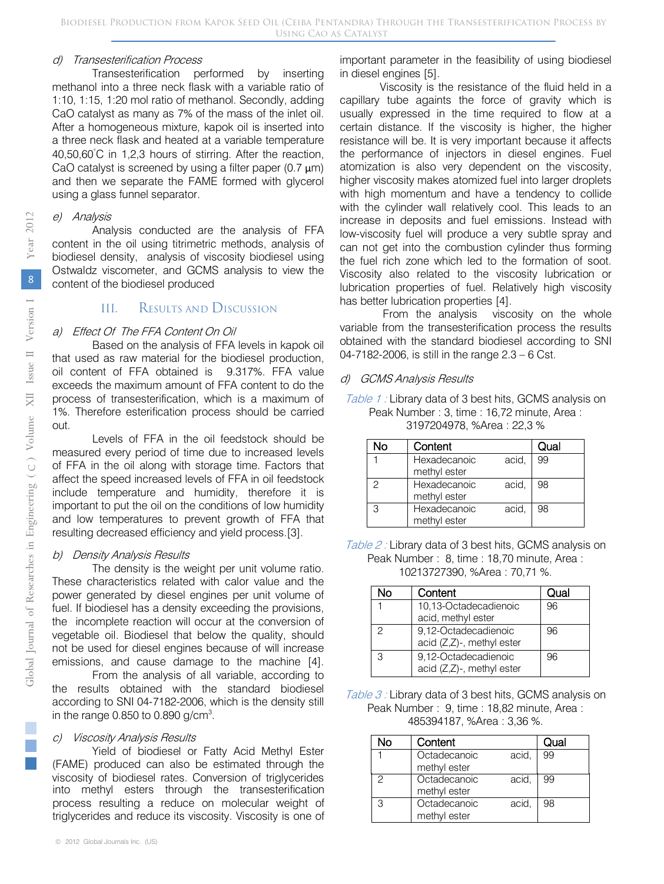*d) Transesterification Process*

Transesterification performed by inserting methanol into a three neck flask with a variable ratio of 1:10, 1:15, 1:20 mol ratio of methanol. Secondly, adding CaO catalyst as many as 7% of the mass of the inlet oil. After a homogeneous mixture, kapok oil is inserted into a three neck flask and heated at a variable temperature 40,50,60°C in 1,2,3 hours of stirring. After the reaction, CaO catalyst is screened by using a filter paper (0.7 μm) and then we separate the FAME formed with glycerol using a glass funnel separator.

*e) Analysis*

Analysis conducted are the analysis of FFA content in the oil using titrimetric methods, analysis of biodiesel density, analysis of viscosity biodiesel using Ostwaldz viscometer, and GCMS analysis to view the content of the biodiesel produced

## III. Results and Discussion

*a) Effect Of The FFA Content On Oil*

Based on the analysis of FFA levels in kapok oil that used as raw material for the biodiesel production, oil content of FFA obtained is 9.317%. FFA value exceeds the maximum amount of FFA content to do the process of transesterification, which is a maximum of 1%. Therefore esterification process should be carried out.

Levels of FFA in the oil feedstock should be measured every period of time due to increased levels of FFA in the oil along with storage time. Factors that affect the speed increased levels of FFA in oil feedstock include temperature and humidity, therefore it is important to put the oil on the conditions of low humidity and low temperatures to prevent growth of FFA that resulting decreased efficiency and yield process.[3].

*b) Density Analysis Results*

The density is the weight per unit volume ratio. These characteristics related with calor value and the power generated by diesel engines per unit volume of fuel. If biodiesel has a density exceeding the provisions, the incomplete reaction will occur at the conversion of vegetable oil. Biodiesel that below the quality, should not be used for diesel engines because of will increase emissions, and cause damage to the machine [4].

From the analysis of all variable, according to the results obtained with the standard biodiesel according to SNI 04-7182-2006, which is the density still in the range 0.850 to 0.890 g/cm$^3$.

*c) Viscosity Analysis Results*

Yield of biodiesel or Fatty Acid Methyl Ester (FAME) produced can also be estimated through the viscosity of biodiesel rates. Conversion of triglycerides into methyl esters through the transesterification process resulting a reduce on molecular weight of triglycerides and reduce its viscosity. Viscosity is one of important parameter in the feasibility of using biodiesel in diesel engines [5].

Viscosity is the resistance of the fluid held in a capillary tube againts the force of gravity which is usually expressed in the time required to flow at a certain distance. If the viscosity is higher, the higher resistance will be. It is very important because it affects the performance of injectors in diesel engines. Fuel atomization is also very dependent on the viscosity, higher viscosity makes atomized fuel into larger droplets with high momentum and have a tendency to collide with the cylinder wall relatively cool. This leads to an increase in deposits and fuel emissions. Instead with low-viscosity fuel will produce a very subtle spray and can not get into the combustion cylinder thus forming the fuel rich zone which led to the formation of soot. Viscosity also related to the viscosity lubrication or lubrication properties of fuel. Relatively high viscosity has better lubrication properties [4].

From the analysis viscosity on the whole variable from the transesterification process the results obtained with the standard biodiesel according to SNI 04-7182-2006, is still in the range 2.3 – 6 Cst.

*d) GCMS Analysis Results*

*Table 1 :* Library data of 3 best hits, GCMS analysis on Peak Number : 3, time : 16,72 minute, Area : 3197204978, %Area : 22,3 %

| No | Content | Qual |
|---|---|---|
| 1 | Hexadecanoic acid, methyl ester | 99 |
| 2 | Hexadecanoic acid, methyl ester | 98 |
| 3 | Hexadecanoic acid, methyl ester | 98 |

*Table 2 :* Library data of 3 best hits, GCMS analysis on Peak Number : 8, time : 18,70 minute, Area : 10213727390, %Area : 70,71 %.

| No | Content | Qual |
|---|---|---|
| 1 | 10,13-Octadecadienoic acid, methyl ester | 96 |
| 2 | 9,12-Octadecadienoic acid (Z,Z)-, methyl ester | 96 |
| 3 | 9,12-Octadecadienoic acid (Z,Z)-, methyl ester | 96 |

*Table 3 :* Library data of 3 best hits, GCMS analysis on Peak Number : 9, time : 18,82 minute, Area : 485394187, %Area : 3,36 %.

| No | Content | Qual |
|---|---|---|
| 1 | Octadecanoic acid, methyl ester | 99 |
| 2 | Octadecanoic acid, methyl ester | 99 |
| 3 | Octadecanoic acid, methyl ester | 98 |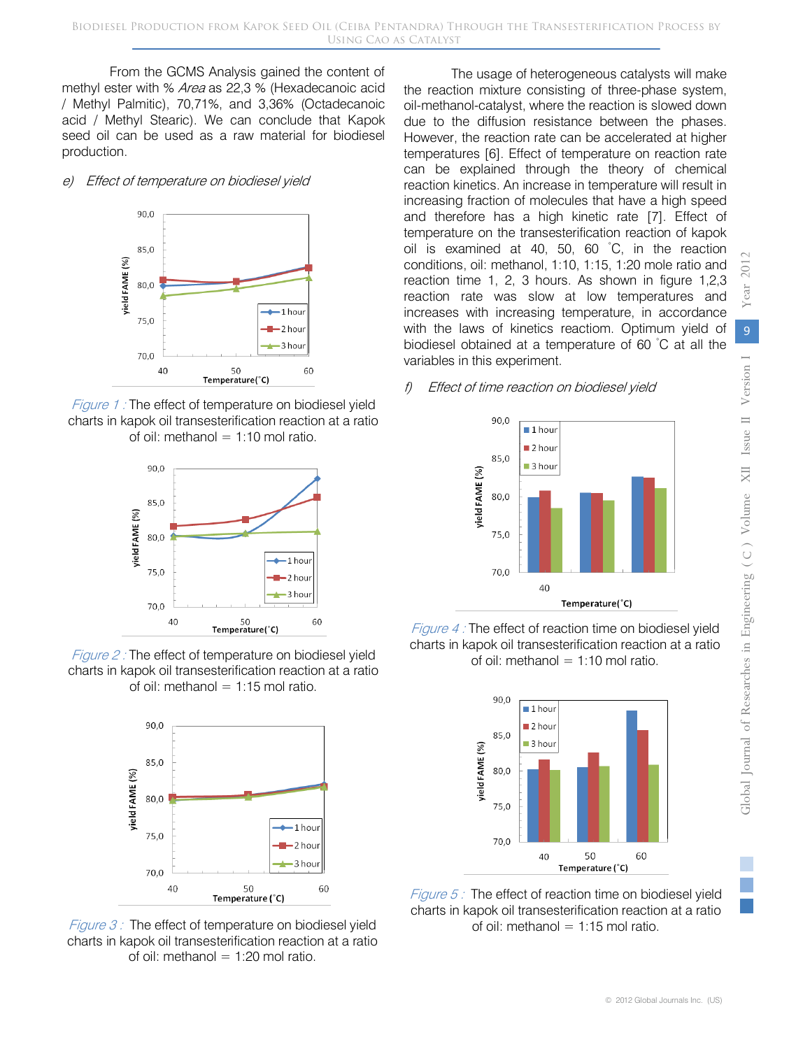From the GCMS Analysis gained the content of methyl ester with % *Area* as 22,3 % (Hexadecanoic acid / Methyl Palmitic), 70,71%, and 3,36% (Octadecanoic acid / Methyl Stearic). We can conclude that Kapok seed oil can be used as a raw material for biodiesel production.

*e) Effect of temperature on biodiesel yield*

Figure 1 : The effect of temperature on biodiesel yield charts in kapok oil transesterification reaction at a ratio of oil: methanol = 1:10 mol ratio.

Figure 2 : The effect of temperature on biodiesel yield charts in kapok oil transesterification reaction at a ratio of oil: methanol = 1:15 mol ratio.

Figure 3 : The effect of temperature on biodiesel yield charts in kapok oil transesterification reaction at a ratio of oil: methanol = 1:20 mol ratio.

The usage of heterogeneous catalysts will make the reaction mixture consisting of three-phase system, oil-methanol-catalyst, where the reaction is slowed down due to the diffusion resistance between the phases. However, the reaction rate can be accelerated at higher temperatures [6]. Effect of temperature on reaction rate can be explained through the theory of chemical reaction kinetics. An increase in temperature will result in increasing fraction of molecules that have a high speed and therefore has a high kinetic rate [7]. Effect of temperature on the transesterification reaction of kapok oil is examined at 40, 50, 60 ˚C, in the reaction conditions, oil: methanol, 1:10, 1:15, 1:20 mole ratio and reaction time 1, 2, 3 hours. As shown in figure 1,2,3 reaction rate was slow at low temperatures and increases with increasing temperature, in accordance with the laws of kinetics reactiom. Optimum yield of biodiesel obtained at a temperature of 60 ˚C at all the variables in this experiment.

*f) Effect of time reaction on biodiesel yield*

Figure 4 : The effect of reaction time on biodiesel yield charts in kapok oil transesterification reaction at a ratio of oil: methanol = 1:10 mol ratio.

Figure 5 : The effect of reaction time on biodiesel yield charts in kapok oil transesterification reaction at a ratio of oil: methanol = 1:15 mol ratio.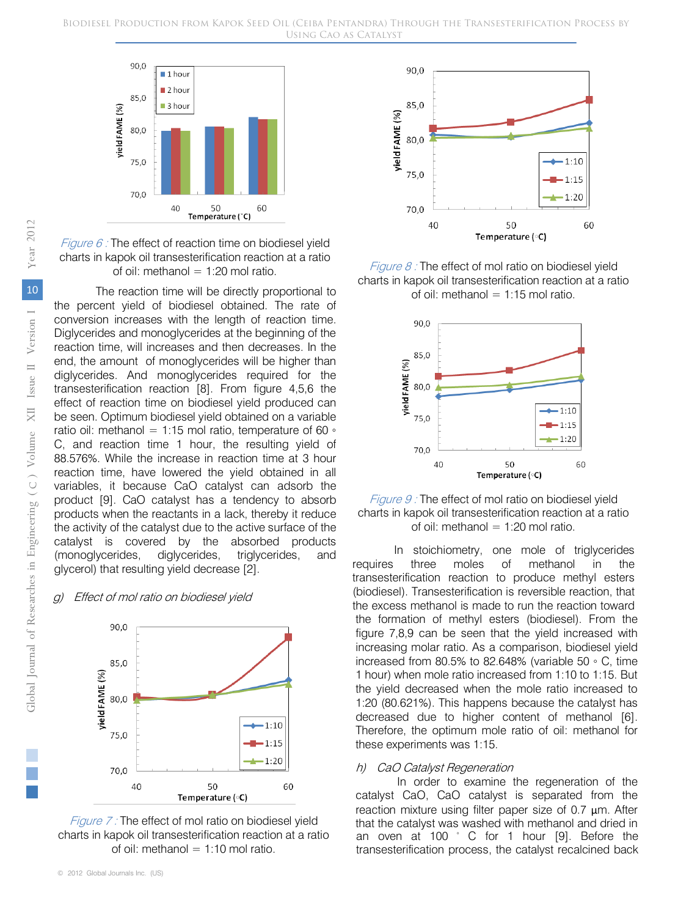Figure 6 : The effect of reaction time on biodiesel yield charts in kapok oil transesterification reaction at a ratio of oil: methanol = 1:20 mol ratio.

The reaction time will be directly proportional to the percent yield of biodiesel obtained. The rate of conversion increases with the length of reaction time. Diglycerides and monoglycerides at the beginning of the reaction time, will increases and then decreases. In the end, the amount of monoglycerides will be higher than diglycerides. And monoglycerides required for the transesterification reaction [8]. From figure 4,5,6 the effect of reaction time on biodiesel yield produced can be seen. Optimum biodiesel yield obtained on a variable ratio oil: methanol = 1:15 mol ratio, temperature of 60 ◦ C, and reaction time 1 hour, the resulting yield of 88.576%. While the increase in reaction time at 3 hour reaction time, have lowered the yield obtained in all variables, it because CaO catalyst can adsorb the product [9]. CaO catalyst has a tendency to absorb products when the reactants in a lack, thereby it reduce the activity of the catalyst due to the active surface of the catalyst is covered by the absorbed products (monoglycerides, diglycerides, triglycerides, and glycerol) that resulting yield decrease [2].

### *g) Effect of mol ratio on biodiesel yield*

Figure 7 : The effect of mol ratio on biodiesel yield charts in kapok oil transesterification reaction at a ratio of oil: methanol = 1:10 mol ratio.

Figure 8 : The effect of mol ratio on biodiesel yield charts in kapok oil transesterification reaction at a ratio of oil: methanol = 1:15 mol ratio.

Figure 9 : The effect of mol ratio on biodiesel yield charts in kapok oil transesterification reaction at a ratio of oil: methanol = 1:20 mol ratio.

In stoichiometry, one mole of triglycerides requires three moles of methanol in the transesterification reaction to produce methyl esters (biodiesel). Transesterification is reversible reaction, that the excess methanol is made to run the reaction toward the formation of methyl esters (biodiesel). From the figure 7,8,9 can be seen that the yield increased with increasing molar ratio. As a comparison, biodiesel yield increased from 80.5% to 82.648% (variable 50 ◦ C, time 1 hour) when mole ratio increased from 1:10 to 1:15. But the yield decreased when the mole ratio increased to 1:20 (80.621%). This happens because the catalyst has decreased due to higher content of methanol [6]. Therefore, the optimum mole ratio of oil: methanol for these experiments was 1:15.

### *h) CaO Catalyst Regeneration*

In order to examine the regeneration of the catalyst CaO, CaO catalyst is separated from the reaction mixture using filter paper size of 0.7 μm. After that the catalyst was washed with methanol and dried in an oven at 100 ◦ C for 1 hour [9]. Before the transesterification process, the catalyst recalcined back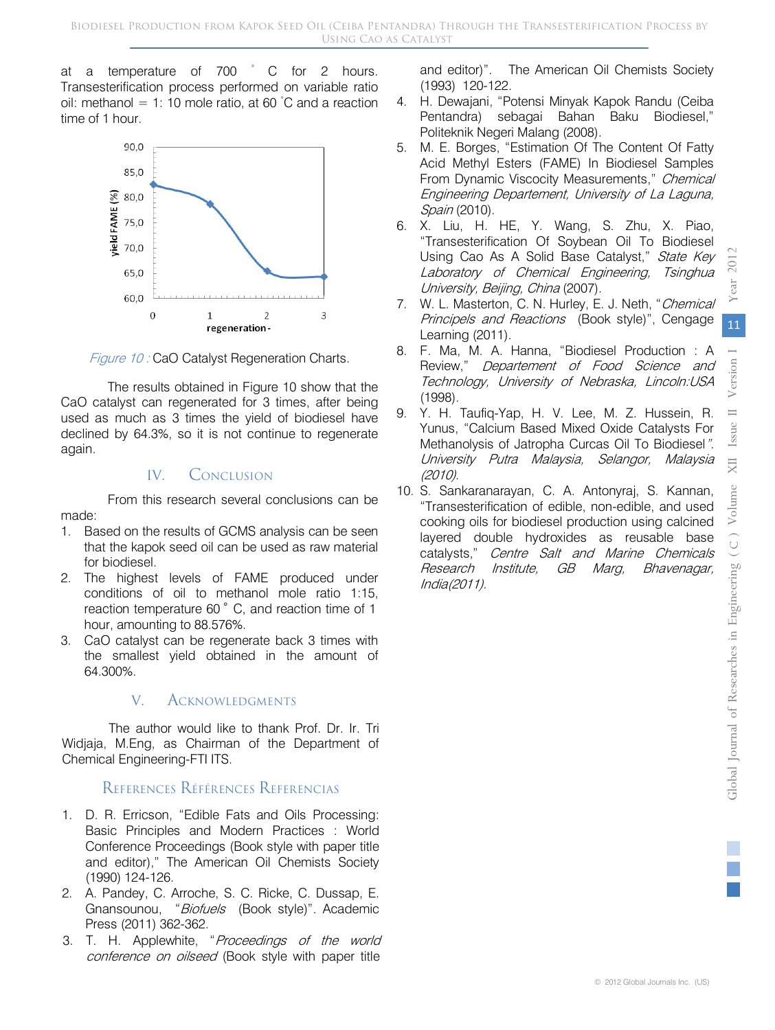at a temperature of 700 ˚ C for 2 hours. Transesterification process performed on variable ratio oil: methanol = 1: 10 mole ratio, at 60 ˚C and a reaction time of 1 hour.

*Figure 10 :* CaO Catalyst Regeneration Charts.

The results obtained in Figure 10 show that the CaO catalyst can regenerated for 3 times, after being used as much as 3 times the yield of biodiesel have declined by 64.3%, so it is not continue to regenerate again.

## IV. Conclusion

From this research several conclusions can be made:

1. Based on the results of GCMS analysis can be seen that the kapok seed oil can be used as raw material for biodiesel.
2. The highest levels of FAME produced under conditions of oil to methanol mole ratio 1:15, reaction temperature 60 ˚ C, and reaction time of 1 hour, amounting to 88.576%.
3. CaO catalyst can be regenerate back 3 times with the smallest yield obtained in the amount of 64.300%.

## V. Acknowledgments

The author would like to thank Prof. Dr. Ir. Tri Widjaja, M.Eng, as Chairman of the Department of Chemical Engineering-FTI ITS.

## References Références Referencias

1. D. R. Erricson, "Edible Fats and Oils Processing: Basic Principles and Modern Practices : World Conference Proceedings (Book style with paper title and editor)," The American Oil Chemists Society (1990) 124-126.
2. A. Pandey, C. Arroche, S. C. Ricke, C. Dussap, E. Gnansounou, "*Biofuels* (Book style)". Academic Press (2011) 362-362.
3. T. H. Applewhite, "*Proceedings of the world conference on oilseed* (Book style with paper title and editor)". The American Oil Chemists Society (1993) 120-122.
4. H. Dewajani, "Potensi Minyak Kapok Randu (Ceiba Pentandra) sebagai Bahan Baku Biodiesel," Politeknik Negeri Malang (2008).
5. M. E. Borges, "Estimation Of The Content Of Fatty Acid Methyl Esters (FAME) In Biodiesel Samples From Dynamic Viscocity Measurements," *Chemical Engineering Departement, University of La Laguna, Spain* (2010).
6. X. Liu, H. HE, Y. Wang, S. Zhu, X. Piao, "Transesterification Of Soybean Oil To Biodiesel Using Cao As A Solid Base Catalyst," *State Key Laboratory of Chemical Engineering, Tsinghua University, Beijing, China* (2007).
7. W. L. Masterton, C. N. Hurley, E. J. Neth, "*Chemical Principles and Reactions* (Book style)", Cengage Learning (2011).
8. F. Ma, M. A. Hanna, "Biodiesel Production : A Review," *Departement of Food Science and Technology, University of Nebraska, Lincoln:USA* (1998).
9. Y. H. Taufiq-Yap, H. V. Lee, M. Z. Hussein, R. Yunus, "Calcium Based Mixed Oxide Catalysts For Methanolysis of Jatropha Curcas Oil To Biodiesel*". University Putra Malaysia, Selangor, Malaysia (2010).*
10. S. Sankaranarayan, C. A. Antonyraj, S. Kannan, "Transesterification of edible, non-edible, and used cooking oils for biodiesel production using calcined layered double hydroxides as reusable base catalysts," *Centre Salt and Marine Chemicals Research Institute, GB Marg, Bhavenagar, India(2011).*